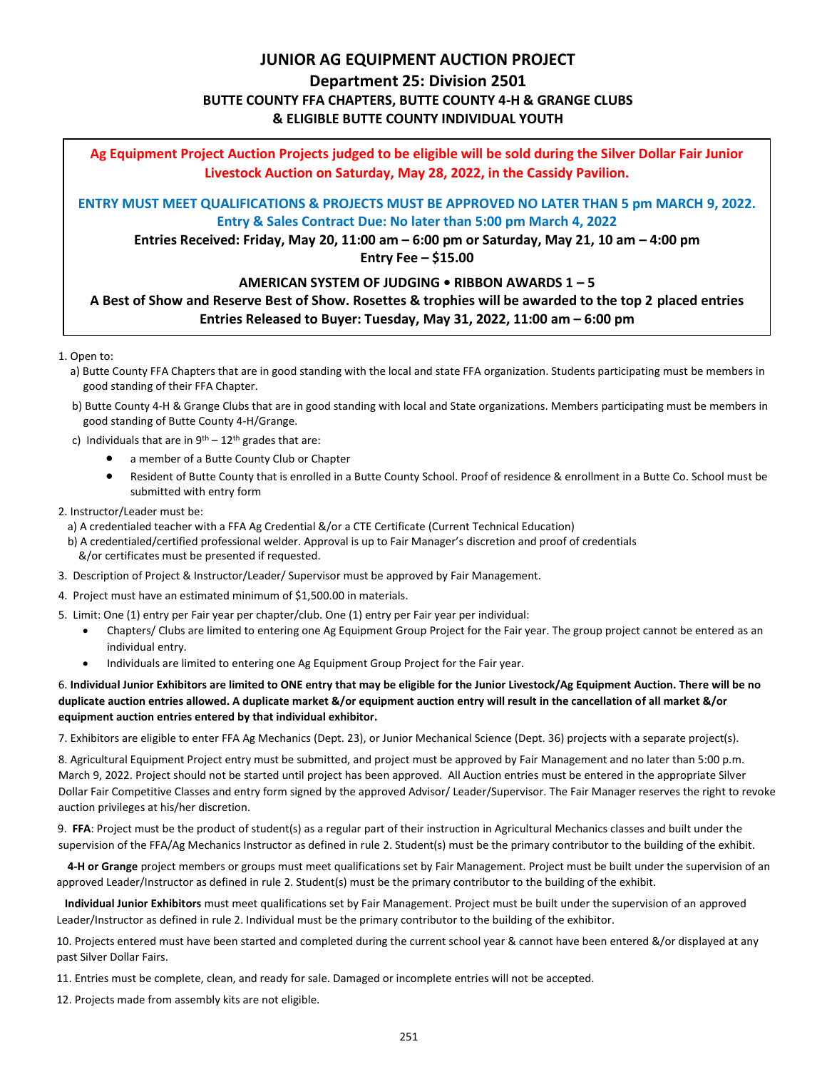# JUNIOR AG EQUIPMENT AUCTION PROJECT

## Department 25: Division 2501

### BUTTE COUNTY FFA CHAPTERS, BUTTE COUNTY 4-H & GRANGE CLUBS & ELIGIBLE BUTTE COUNTY INDIVIDUAL YOUTH

**Ag Equipment Project Auction Projects judged to be eligible will be sold during the Silver Dollar Fair Junior Livestock Auction on Saturday, May 28, 2022, in the Cassidy Pavilion.**

**ENTRY MUST MEET QUALIFICATIONS & PROJECTS MUST BE APPROVED NO LATER THAN 5 pm MARCH 9, 2022.**
**Entry & Sales Contract Due: No later than 5:00 pm March 4, 2022**

**Entries Received: Friday, May 20, 11:00 am – 6:00 pm or Saturday, May 21, 10 am – 4:00 pm**
**Entry Fee – $15.00**

**AMERICAN SYSTEM OF JUDGING • RIBBON AWARDS 1 – 5**
**A Best of Show and Reserve Best of Show. Rosettes & trophies will be awarded to the top 2 placed entries**
**Entries Released to Buyer: Tuesday, May 31, 2022, 11:00 am – 6:00 pm**

1. Open to:
   a) Butte County FFA Chapters that are in good standing with the local and state FFA organization. Students participating must be members in good standing of their FFA Chapter.
   b) Butte County 4-H & Grange Clubs that are in good standing with local and State organizations. Members participating must be members in good standing of Butte County 4-H/Grange.
   c) Individuals that are in 9th – 12th grades that are:
      - a member of a Butte County Club or Chapter
      - Resident of Butte County that is enrolled in a Butte County School. Proof of residence & enrollment in a Butte Co. School must be submitted with entry form
2. Instructor/Leader must be:
   a) A credentialed teacher with a FFA Ag Credential &/or a CTE Certificate (Current Technical Education)
   b) A credentialed/certified professional welder. Approval is up to Fair Manager's discretion and proof of credentials &/or certificates must be presented if requested.
3. Description of Project & Instructor/Leader/ Supervisor must be approved by Fair Management.
4. Project must have an estimated minimum of $1,500.00 in materials.
5. Limit: One (1) entry per Fair year per chapter/club. One (1) entry per Fair year per individual:
   - Chapters/ Clubs are limited to entering one Ag Equipment Group Project for the Fair year. The group project cannot be entered as an individual entry.
   - Individuals are limited to entering one Ag Equipment Group Project for the Fair year.
6. **Individual Junior Exhibitors are limited to ONE entry that may be eligible for the Junior Livestock/Ag Equipment Auction. There will be no duplicate auction entries allowed. A duplicate market &/or equipment auction entry will result in the cancellation of all market &/or equipment auction entries entered by that individual exhibitor.**
7. Exhibitors are eligible to enter FFA Ag Mechanics (Dept. 23), or Junior Mechanical Science (Dept. 36) projects with a separate project(s).
8. Agricultural Equipment Project entry must be submitted, and project must be approved by Fair Management and no later than 5:00 p.m. March 9, 2022. Project should not be started until project has been approved. All Auction entries must be entered in the appropriate Silver Dollar Fair Competitive Classes and entry form signed by the approved Advisor/ Leader/Supervisor. The Fair Manager reserves the right to revoke auction privileges at his/her discretion.
9. **FFA**: Project must be the product of student(s) as a regular part of their instruction in Agricultural Mechanics classes and built under the supervision of the FFA/Ag Mechanics Instructor as defined in rule 2. Student(s) must be the primary contributor to the building of the exhibit.

   **4-H or Grange** project members or groups must meet qualifications set by Fair Management. Project must be built under the supervision of an approved Leader/Instructor as defined in rule 2. Student(s) must be the primary contributor to the building of the exhibit.

   **Individual Junior Exhibitors** must meet qualifications set by Fair Management. Project must be built under the supervision of an approved Leader/Instructor as defined in rule 2. Individual must be the primary contributor to the building of the exhibitor.
10. Projects entered must have been started and completed during the current school year & cannot have been entered &/or displayed at any past Silver Dollar Fairs.
11. Entries must be complete, clean, and ready for sale. Damaged or incomplete entries will not be accepted.
12. Projects made from assembly kits are not eligible.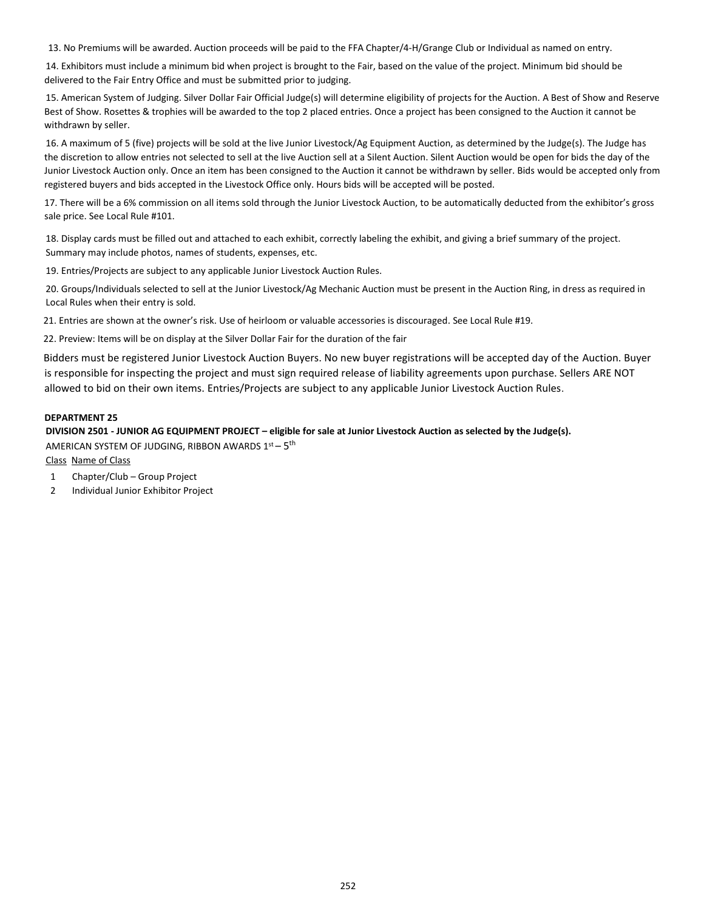13. No Premiums will be awarded. Auction proceeds will be paid to the FFA Chapter/4-H/Grange Club or Individual as named on entry.

14. Exhibitors must include a minimum bid when project is brought to the Fair, based on the value of the project. Minimum bid should be delivered to the Fair Entry Office and must be submitted prior to judging.

15. American System of Judging. Silver Dollar Fair Official Judge(s) will determine eligibility of projects for the Auction. A Best of Show and Reserve Best of Show. Rosettes & trophies will be awarded to the top 2 placed entries. Once a project has been consigned to the Auction it cannot be withdrawn by seller.

16. A maximum of 5 (five) projects will be sold at the live Junior Livestock/Ag Equipment Auction, as determined by the Judge(s). The Judge has the discretion to allow entries not selected to sell at the live Auction sell at a Silent Auction. Silent Auction would be open for bids the day of the Junior Livestock Auction only. Once an item has been consigned to the Auction it cannot be withdrawn by seller. Bids would be accepted only from registered buyers and bids accepted in the Livestock Office only. Hours bids will be accepted will be posted.

17. There will be a 6% commission on all items sold through the Junior Livestock Auction, to be automatically deducted from the exhibitor's gross sale price. See Local Rule #101.

18. Display cards must be filled out and attached to each exhibit, correctly labeling the exhibit, and giving a brief summary of the project. Summary may include photos, names of students, expenses, etc.

19. Entries/Projects are subject to any applicable Junior Livestock Auction Rules.

20. Groups/Individuals selected to sell at the Junior Livestock/Ag Mechanic Auction must be present in the Auction Ring, in dress as required in Local Rules when their entry is sold.

21. Entries are shown at the owner's risk. Use of heirloom or valuable accessories is discouraged. See Local Rule #19.

22. Preview: Items will be on display at the Silver Dollar Fair for the duration of the fair

Bidders must be registered Junior Livestock Auction Buyers. No new buyer registrations will be accepted day of the Auction. Buyer is responsible for inspecting the project and must sign required release of liability agreements upon purchase. Sellers ARE NOT allowed to bid on their own items. Entries/Projects are subject to any applicable Junior Livestock Auction Rules.

**DEPARTMENT 25**

**DIVISION 2501 - JUNIOR AG EQUIPMENT PROJECT – eligible for sale at Junior Livestock Auction as selected by the Judge(s).**

AMERICAN SYSTEM OF JUDGING, RIBBON AWARDS 1st – 5th

| Class | Name of Class |
|---|---|
| 1 | Chapter/Club – Group Project |
| 2 | Individual Junior Exhibitor Project |